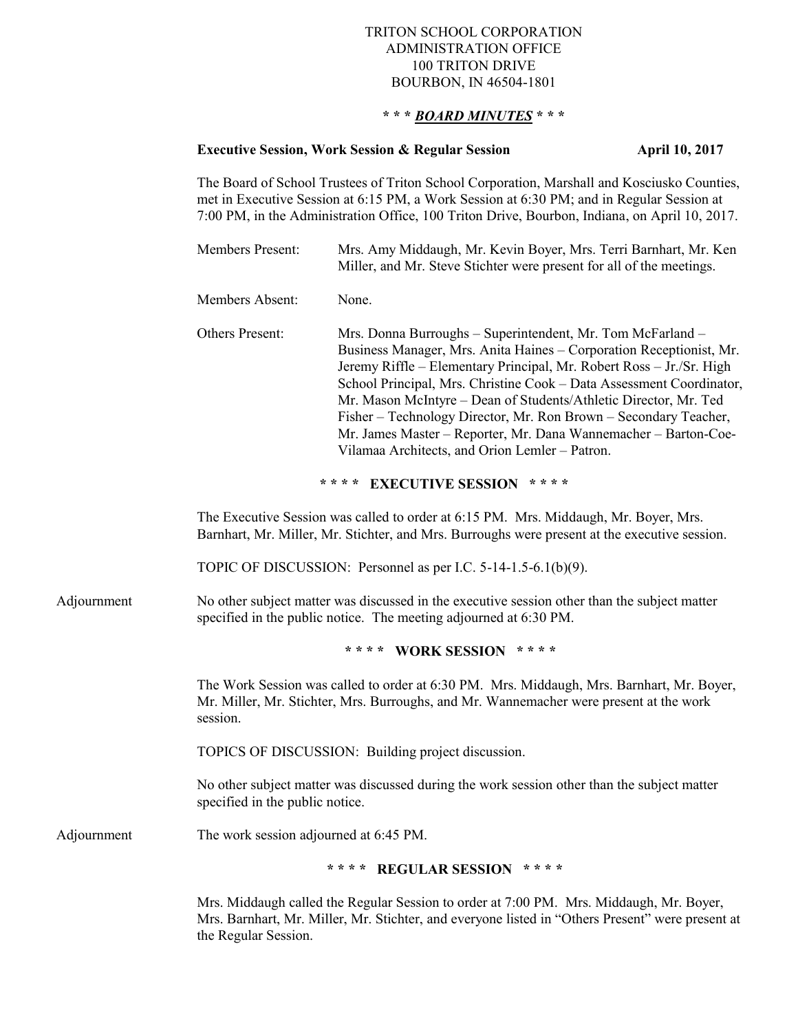TRITON SCHOOL CORPORATION
ADMINISTRATION OFFICE
100 TRITON DRIVE
BOURBON, IN 46504-1801

# * * * ***BOARD MINUTES*** * * *

**Executive Session, Work Session & Regular Session** **April 10, 2017**

The Board of School Trustees of Triton School Corporation, Marshall and Kosciusko Counties, met in Executive Session at 6:15 PM, a Work Session at 6:30 PM; and in Regular Session at 7:00 PM, in the Administration Office, 100 Triton Drive, Bourbon, Indiana, on April 10, 2017.

Members Present: Mrs. Amy Middaugh, Mr. Kevin Boyer, Mrs. Terri Barnhart, Mr. Ken Miller, and Mr. Steve Stichter were present for all of the meetings.

Members Absent: None.

Others Present: Mrs. Donna Burroughs – Superintendent, Mr. Tom McFarland – Business Manager, Mrs. Anita Haines – Corporation Receptionist, Mr. Jeremy Riffle – Elementary Principal, Mr. Robert Ross – Jr./Sr. High School Principal, Mrs. Christine Cook – Data Assessment Coordinator, Mr. Mason McIntyre – Dean of Students/Athletic Director, Mr. Ted Fisher – Technology Director, Mr. Ron Brown – Secondary Teacher, Mr. James Master – Reporter, Mr. Dana Wannemacher – Barton-Coe-Vilamaa Architects, and Orion Lemler – Patron.

## * * * * EXECUTIVE SESSION * * * *

The Executive Session was called to order at 6:15 PM. Mrs. Middaugh, Mr. Boyer, Mrs. Barnhart, Mr. Miller, Mr. Stichter, and Mrs. Burroughs were present at the executive session.

TOPIC OF DISCUSSION: Personnel as per I.C. 5-14-1.5-6.1(b)(9).

Adjournment

No other subject matter was discussed in the executive session other than the subject matter specified in the public notice. The meeting adjourned at 6:30 PM.

## * * * * WORK SESSION * * * *

The Work Session was called to order at 6:30 PM. Mrs. Middaugh, Mrs. Barnhart, Mr. Boyer, Mr. Miller, Mr. Stichter, Mrs. Burroughs, and Mr. Wannemacher were present at the work session.

TOPICS OF DISCUSSION: Building project discussion.

No other subject matter was discussed during the work session other than the subject matter specified in the public notice.

Adjournment

The work session adjourned at 6:45 PM.

## * * * * REGULAR SESSION * * * *

Mrs. Middaugh called the Regular Session to order at 7:00 PM. Mrs. Middaugh, Mr. Boyer, Mrs. Barnhart, Mr. Miller, Mr. Stichter, and everyone listed in "Others Present" were present at the Regular Session.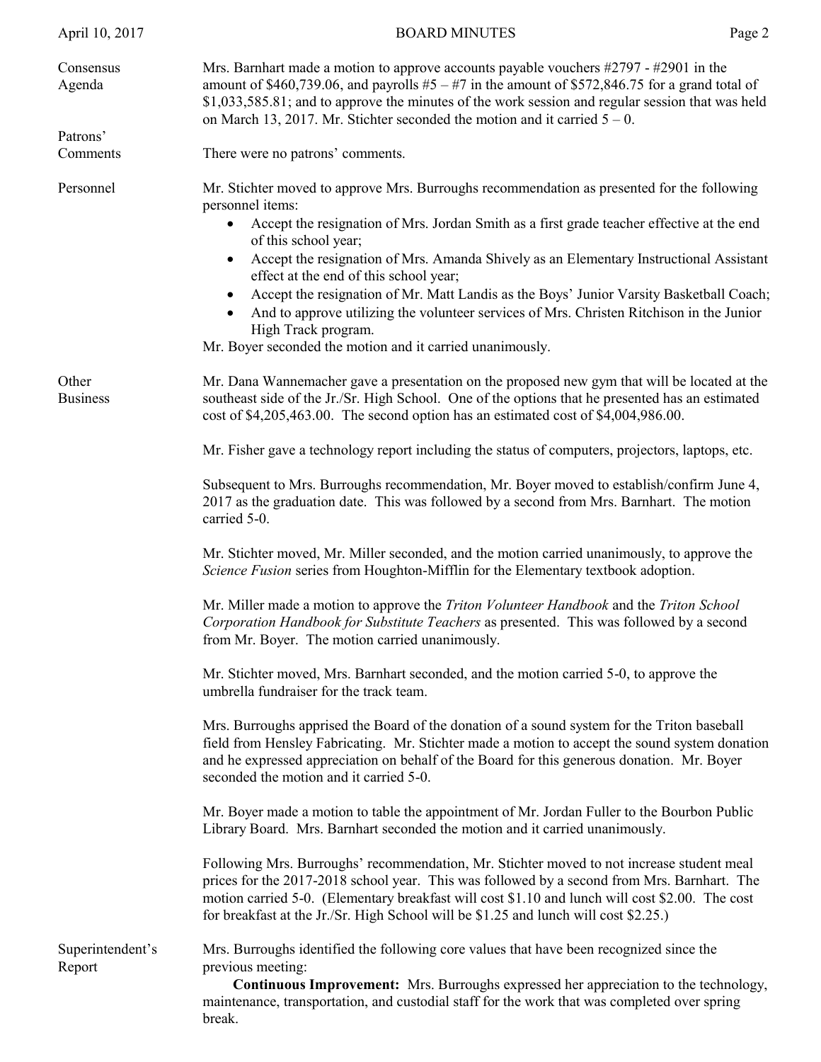**Consensus Agenda**

Mrs. Barnhart made a motion to approve accounts payable vouchers #2797 - #2901 in the amount of $460,739.06, and payrolls #5 – #7 in the amount of $572,846.75 for a grand total of $1,033,585.81; and to approve the minutes of the work session and regular session that was held on March 13, 2017. Mr. Stichter seconded the motion and it carried 5 – 0.

**Patrons' Comments**

There were no patrons' comments.

**Personnel**

Mr. Stichter moved to approve Mrs. Burroughs recommendation as presented for the following personnel items:

- Accept the resignation of Mrs. Jordan Smith as a first grade teacher effective at the end of this school year;
- Accept the resignation of Mrs. Amanda Shively as an Elementary Instructional Assistant effect at the end of this school year;
- Accept the resignation of Mr. Matt Landis as the Boys' Junior Varsity Basketball Coach;
- And to approve utilizing the volunteer services of Mrs. Christen Ritchison in the Junior High Track program.

Mr. Boyer seconded the motion and it carried unanimously.

**Other Business**

Mr. Dana Wannemacher gave a presentation on the proposed new gym that will be located at the southeast side of the Jr./Sr. High School. One of the options that he presented has an estimated cost of $4,205,463.00. The second option has an estimated cost of $4,004,986.00.

Mr. Fisher gave a technology report including the status of computers, projectors, laptops, etc.

Subsequent to Mrs. Burroughs recommendation, Mr. Boyer moved to establish/confirm June 4, 2017 as the graduation date. This was followed by a second from Mrs. Barnhart. The motion carried 5-0.

Mr. Stichter moved, Mr. Miller seconded, and the motion carried unanimously, to approve the *Science Fusion* series from Houghton-Mifflin for the Elementary textbook adoption.

Mr. Miller made a motion to approve the *Triton Volunteer Handbook* and the *Triton School Corporation Handbook for Substitute Teachers* as presented. This was followed by a second from Mr. Boyer. The motion carried unanimously.

Mr. Stichter moved, Mrs. Barnhart seconded, and the motion carried 5-0, to approve the umbrella fundraiser for the track team.

Mrs. Burroughs apprised the Board of the donation of a sound system for the Triton baseball field from Hensley Fabricating. Mr. Stichter made a motion to accept the sound system donation and he expressed appreciation on behalf of the Board for this generous donation. Mr. Boyer seconded the motion and it carried 5-0.

Mr. Boyer made a motion to table the appointment of Mr. Jordan Fuller to the Bourbon Public Library Board. Mrs. Barnhart seconded the motion and it carried unanimously.

Following Mrs. Burroughs' recommendation, Mr. Stichter moved to not increase student meal prices for the 2017-2018 school year. This was followed by a second from Mrs. Barnhart. The motion carried 5-0. (Elementary breakfast will cost $1.10 and lunch will cost $2.00. The cost for breakfast at the Jr./Sr. High School will be $1.25 and lunch will cost $2.25.)

**Superintendent's Report**

Mrs. Burroughs identified the following core values that have been recognized since the previous meeting:

**Continuous Improvement:** Mrs. Burroughs expressed her appreciation to the technology, maintenance, transportation, and custodial staff for the work that was completed over spring break.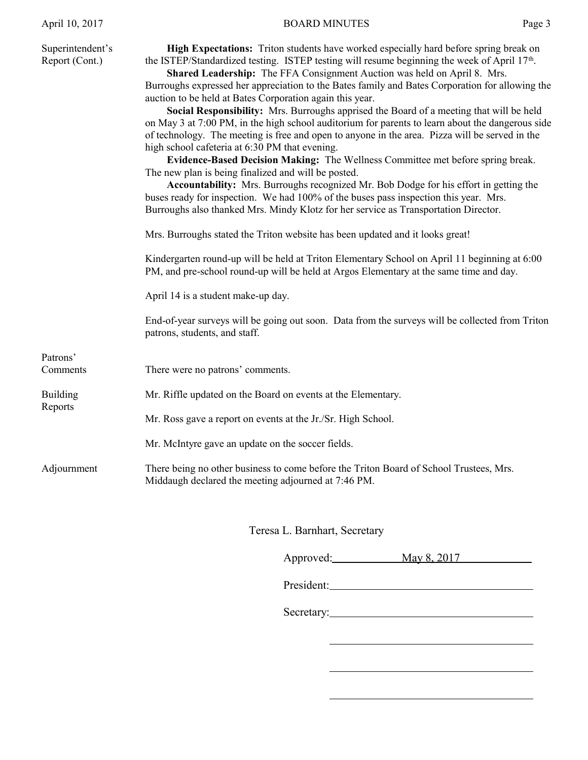**Superintendent's Report (Cont.)**

**High Expectations:** Triton students have worked especially hard before spring break on the ISTEP/Standardized testing. ISTEP testing will resume beginning the week of April 17th.

**Shared Leadership:** The FFA Consignment Auction was held on April 8. Mrs. Burroughs expressed her appreciation to the Bates family and Bates Corporation for allowing the auction to be held at Bates Corporation again this year.

**Social Responsibility:** Mrs. Burroughs apprised the Board of a meeting that will be held on May 3 at 7:00 PM, in the high school auditorium for parents to learn about the dangerous side of technology. The meeting is free and open to anyone in the area. Pizza will be served in the high school cafeteria at 6:30 PM that evening.

**Evidence-Based Decision Making:** The Wellness Committee met before spring break. The new plan is being finalized and will be posted.

**Accountability:** Mrs. Burroughs recognized Mr. Bob Dodge for his effort in getting the buses ready for inspection. We had 100% of the buses pass inspection this year. Mrs. Burroughs also thanked Mrs. Mindy Klotz for her service as Transportation Director.

Mrs. Burroughs stated the Triton website has been updated and it looks great!

Kindergarten round-up will be held at Triton Elementary School on April 11 beginning at 6:00 PM, and pre-school round-up will be held at Argos Elementary at the same time and day.

April 14 is a student make-up day.

End-of-year surveys will be going out soon. Data from the surveys will be collected from Triton patrons, students, and staff.

**Patrons' Comments**

There were no patrons' comments.

**Building Reports**

Mr. Riffle updated on the Board on events at the Elementary.

Mr. Ross gave a report on events at the Jr./Sr. High School.

Mr. McIntyre gave an update on the soccer fields.

**Adjournment**

There being no other business to come before the Triton Board of School Trustees, Mrs. Middaugh declared the meeting adjourned at 7:46 PM.

Teresa L. Barnhart, Secretary

Approved: May 8, 2017

President: ____________________

Secretary: ____________________

____________________

____________________

____________________